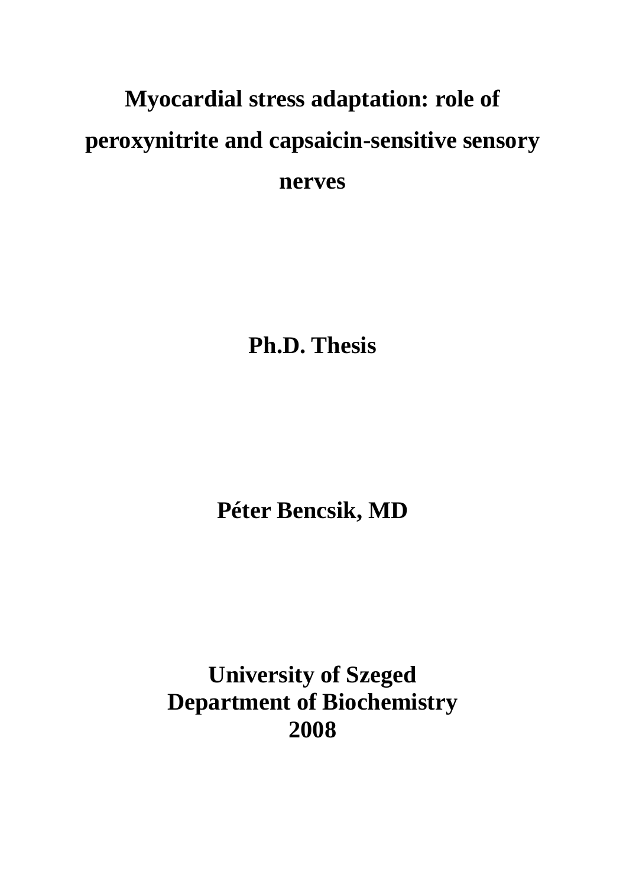# Myocardial stress adaptation: role of peroxynitrite and capsaicin-sensitive sensory nerves

**Ph.D. Thesis**

**Péter Bencsik, MD**

**University of Szeged**
**Department of Biochemistry**
**2008**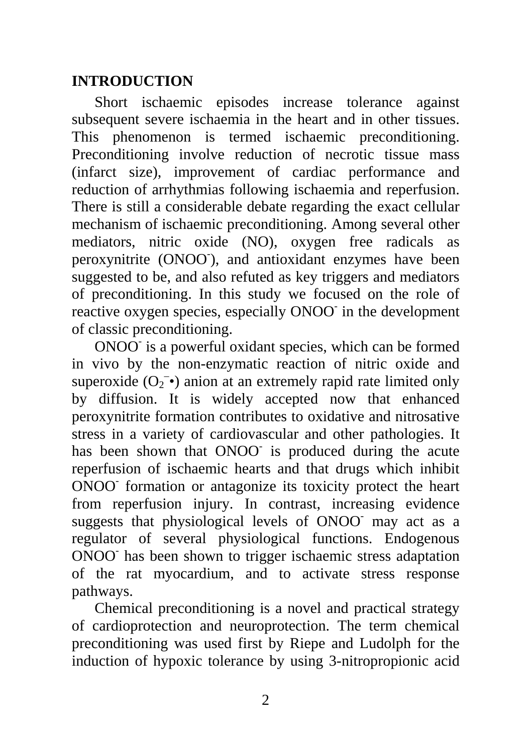## INTRODUCTION

Short ischaemic episodes increase tolerance against subsequent severe ischaemia in the heart and in other tissues. This phenomenon is termed ischaemic preconditioning. Preconditioning involve reduction of necrotic tissue mass (infarct size), improvement of cardiac performance and reduction of arrhythmias following ischaemia and reperfusion. There is still a considerable debate regarding the exact cellular mechanism of ischaemic preconditioning. Among several other mediators, nitric oxide (NO), oxygen free radicals as peroxynitrite ($ONOO^-$), and antioxidant enzymes have been suggested to be, and also refuted as key triggers and mediators of preconditioning. In this study we focused on the role of reactive oxygen species, especially $ONOO^-$ in the development of classic preconditioning.

$ONOO^-$ is a powerful oxidant species, which can be formed in vivo by the non-enzymatic reaction of nitric oxide and superoxide ($O_2^-\bullet$) anion at an extremely rapid rate limited only by diffusion. It is widely accepted now that enhanced peroxynitrite formation contributes to oxidative and nitrosative stress in a variety of cardiovascular and other pathologies. It has been shown that $ONOO^-$ is produced during the acute reperfusion of ischaemic hearts and that drugs which inhibit $ONOO^-$ formation or antagonize its toxicity protect the heart from reperfusion injury. In contrast, increasing evidence suggests that physiological levels of $ONOO^-$ may act as a regulator of several physiological functions. Endogenous $ONOO^-$ has been shown to trigger ischaemic stress adaptation of the rat myocardium, and to activate stress response pathways.

Chemical preconditioning is a novel and practical strategy of cardioprotection and neuroprotection. The term chemical preconditioning was used first by Riepe and Ludolph for the induction of hypoxic tolerance by using 3-nitropropionic acid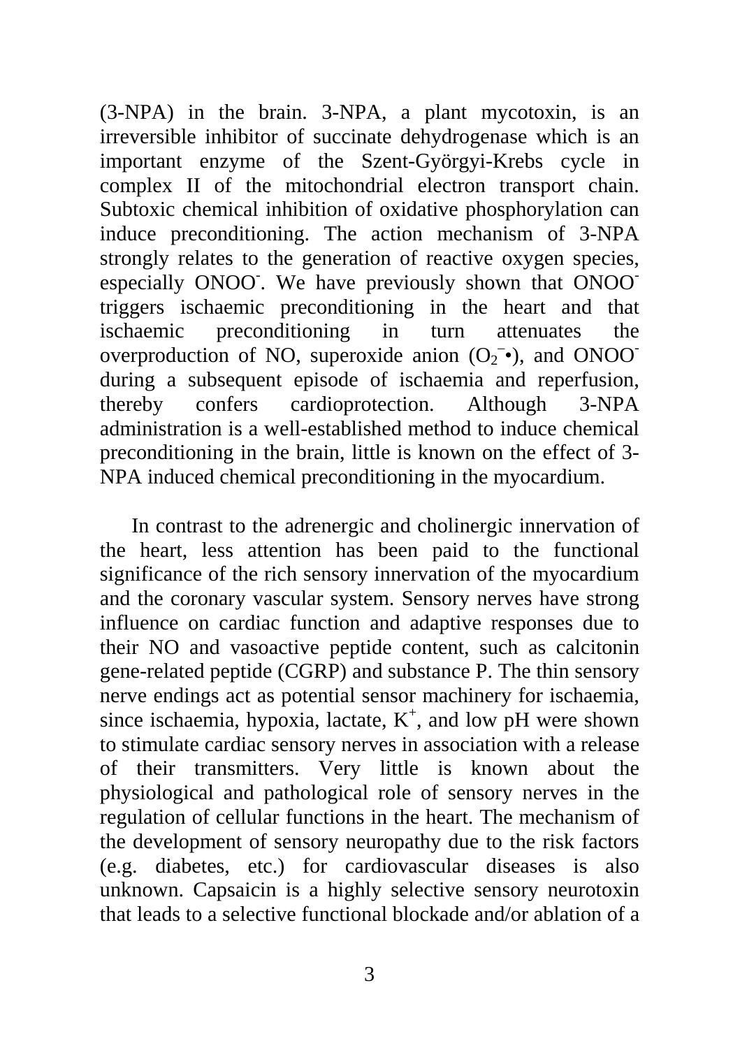(3-NPA) in the brain. 3-NPA, a plant mycotoxin, is an irreversible inhibitor of succinate dehydrogenase which is an important enzyme of the Szent-Györgyi-Krebs cycle in complex II of the mitochondrial electron transport chain. Subtoxic chemical inhibition of oxidative phosphorylation can induce preconditioning. The action mechanism of 3-NPA strongly relates to the generation of reactive oxygen species, especially $ONOO^-$. We have previously shown that $ONOO^-$ triggers ischaemic preconditioning in the heart and that ischaemic preconditioning in turn attenuates the overproduction of NO, superoxide anion ($O_2^{-}$•), and $ONOO^-$ during a subsequent episode of ischaemia and reperfusion, thereby confers cardioprotection. Although 3-NPA administration is a well-established method to induce chemical preconditioning in the brain, little is known on the effect of 3-NPA induced chemical preconditioning in the myocardium.

In contrast to the adrenergic and cholinergic innervation of the heart, less attention has been paid to the functional significance of the rich sensory innervation of the myocardium and the coronary vascular system. Sensory nerves have strong influence on cardiac function and adaptive responses due to their NO and vasoactive peptide content, such as calcitonin gene-related peptide (CGRP) and substance P. The thin sensory nerve endings act as potential sensor machinery for ischaemia, since ischaemia, hypoxia, lactate, $K^+$, and low pH were shown to stimulate cardiac sensory nerves in association with a release of their transmitters. Very little is known about the physiological and pathological role of sensory nerves in the regulation of cellular functions in the heart. The mechanism of the development of sensory neuropathy due to the risk factors (e.g. diabetes, etc.) for cardiovascular diseases is also unknown. Capsaicin is a highly selective sensory neurotoxin that leads to a selective functional blockade and/or ablation of a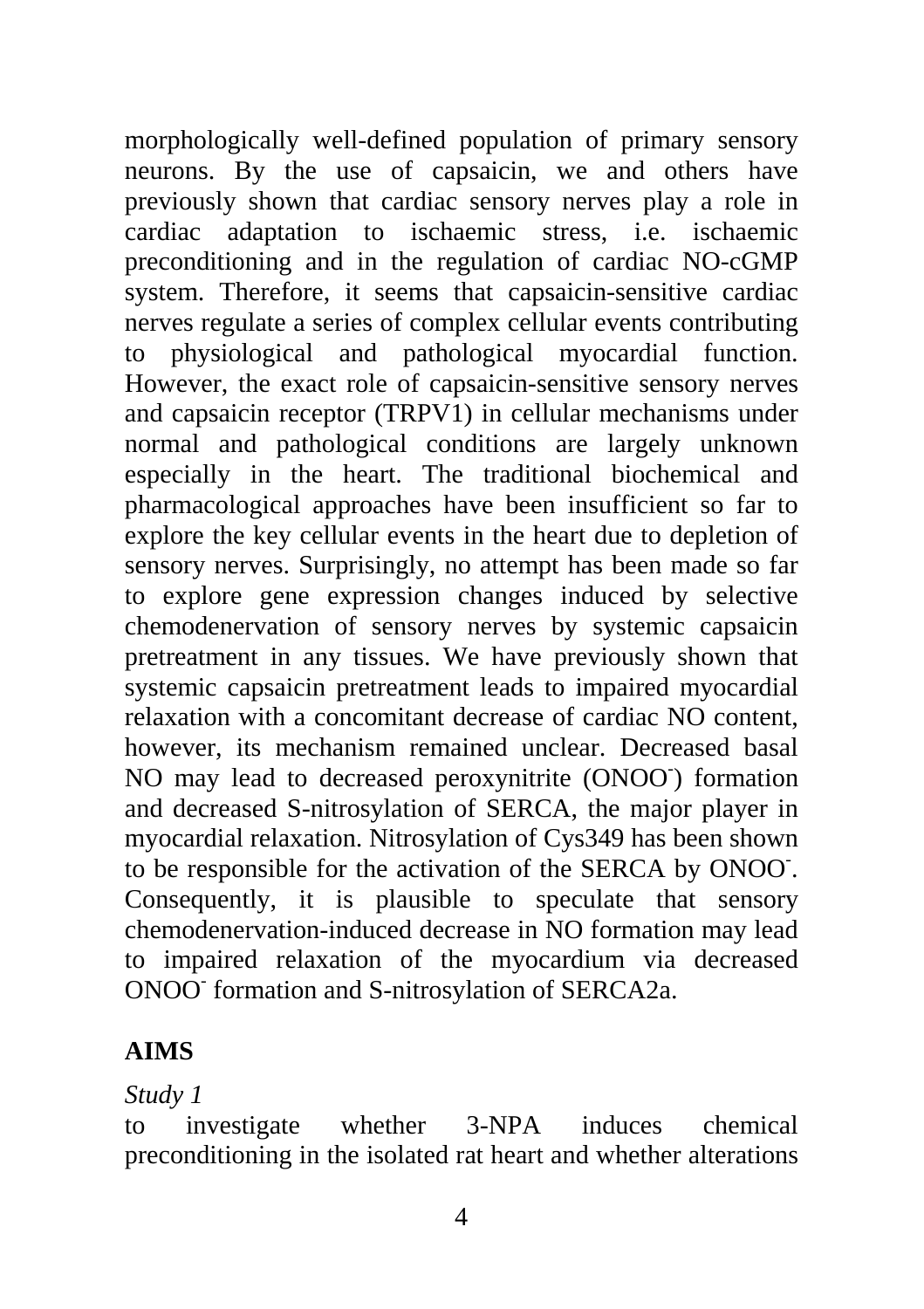morphologically well-defined population of primary sensory neurons. By the use of capsaicin, we and others have previously shown that cardiac sensory nerves play a role in cardiac adaptation to ischaemic stress, i.e. ischaemic preconditioning and in the regulation of cardiac NO-cGMP system. Therefore, it seems that capsaicin-sensitive cardiac nerves regulate a series of complex cellular events contributing to physiological and pathological myocardial function. However, the exact role of capsaicin-sensitive sensory nerves and capsaicin receptor (TRPV1) in cellular mechanisms under normal and pathological conditions are largely unknown especially in the heart. The traditional biochemical and pharmacological approaches have been insufficient so far to explore the key cellular events in the heart due to depletion of sensory nerves. Surprisingly, no attempt has been made so far to explore gene expression changes induced by selective chemodenervation of sensory nerves by systemic capsaicin pretreatment in any tissues. We have previously shown that systemic capsaicin pretreatment leads to impaired myocardial relaxation with a concomitant decrease of cardiac NO content, however, its mechanism remained unclear. Decreased basal NO may lead to decreased peroxynitrite ($ONOO^-$) formation and decreased S-nitrosylation of SERCA, the major player in myocardial relaxation. Nitrosylation of Cys349 has been shown to be responsible for the activation of the SERCA by $ONOO^-$. Consequently, it is plausible to speculate that sensory chemodenervation-induced decrease in NO formation may lead to impaired relaxation of the myocardium via decreased $ONOO^-$ formation and S-nitrosylation of SERCA2a.

## AIMS

*Study 1*

to investigate whether 3-NPA induces chemical preconditioning in the isolated rat heart and whether alterations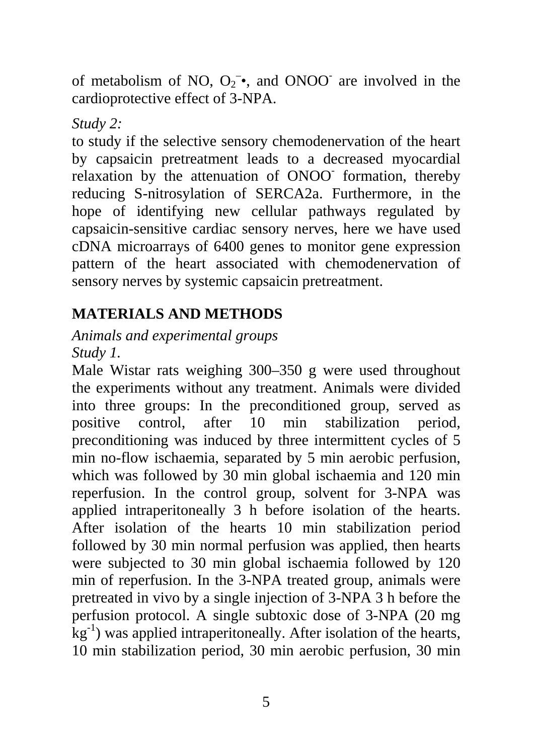of metabolism of NO, $O_2^{-}\bullet$, and $ONOO^-$ are involved in the cardioprotective effect of 3-NPA.

*Study 2:*

to study if the selective sensory chemodenervation of the heart by capsaicin pretreatment leads to a decreased myocardial relaxation by the attenuation of $ONOO^-$ formation, thereby reducing S-nitrosylation of SERCA2a. Furthermore, in the hope of identifying new cellular pathways regulated by capsaicin-sensitive cardiac sensory nerves, here we have used cDNA microarrays of 6400 genes to monitor gene expression pattern of the heart associated with chemodenervation of sensory nerves by systemic capsaicin pretreatment.

## MATERIALS AND METHODS

*Animals and experimental groups*

*Study 1.*

Male Wistar rats weighing 300–350 g were used throughout the experiments without any treatment. Animals were divided into three groups: In the preconditioned group, served as positive control, after 10 min stabilization period, preconditioning was induced by three intermittent cycles of 5 min no-flow ischaemia, separated by 5 min aerobic perfusion, which was followed by 30 min global ischaemia and 120 min reperfusion. In the control group, solvent for 3-NPA was applied intraperitoneally 3 h before isolation of the hearts. After isolation of the hearts 10 min stabilization period followed by 30 min normal perfusion was applied, then hearts were subjected to 30 min global ischaemia followed by 120 min of reperfusion. In the 3-NPA treated group, animals were pretreated in vivo by a single injection of 3-NPA 3 h before the perfusion protocol. A single subtoxic dose of 3-NPA (20 mg $kg^{-1}$) was applied intraperitoneally. After isolation of the hearts, 10 min stabilization period, 30 min aerobic perfusion, 30 min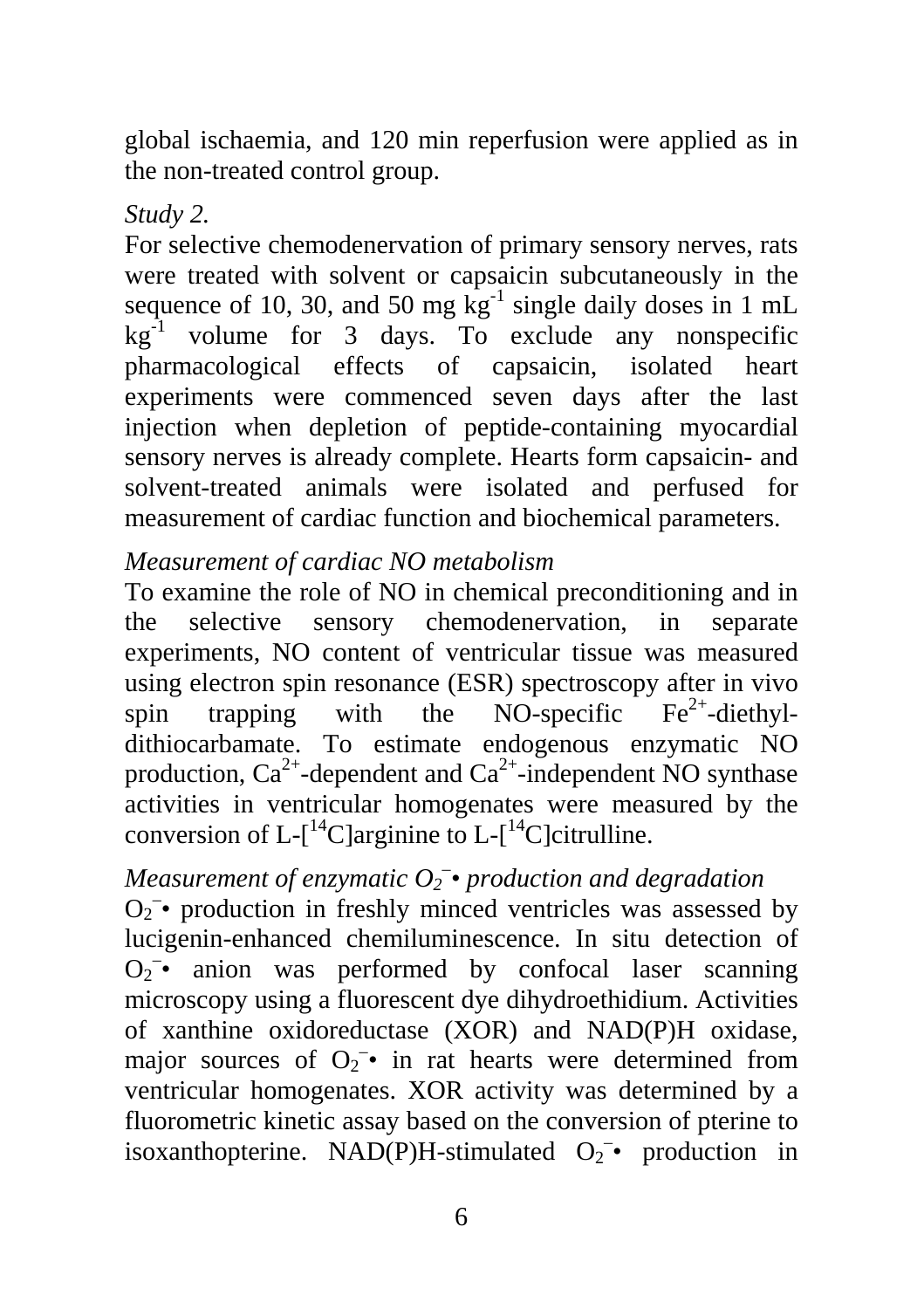global ischaemia, and 120 min reperfusion were applied as in the non-treated control group.

*Study 2.*

For selective chemodenervation of primary sensory nerves, rats were treated with solvent or capsaicin subcutaneously in the sequence of 10, 30, and 50 mg $kg^{-1}$ single daily doses in 1 mL $kg^{-1}$ volume for 3 days. To exclude any nonspecific pharmacological effects of capsaicin, isolated heart experiments were commenced seven days after the last injection when depletion of peptide-containing myocardial sensory nerves is already complete. Hearts form capsaicin- and solvent-treated animals were isolated and perfused for measurement of cardiac function and biochemical parameters.

*Measurement of cardiac NO metabolism*

To examine the role of NO in chemical preconditioning and in the selective sensory chemodenervation, in separate experiments, NO content of ventricular tissue was measured using electron spin resonance (ESR) spectroscopy after in vivo spin trapping with the NO-specific $Fe^{2+}$-diethyl-dithiocarbamate. To estimate endogenous enzymatic NO production, $Ca^{2+}$-dependent and $Ca^{2+}$-independent NO synthase activities in ventricular homogenates were measured by the conversion of L-[$^{14}$C]arginine to L-[$^{14}$C]citrulline.

*Measurement of enzymatic $O_2^{-}$• production and degradation*

$O_2^{-}$• production in freshly minced ventricles was assessed by lucigenin-enhanced chemiluminescence. In situ detection of $O_2^{-}$• anion was performed by confocal laser scanning microscopy using a fluorescent dye dihydroethidium. Activities of xanthine oxidoreductase (XOR) and NAD(P)H oxidase, major sources of $O_2^{-}$• in rat hearts were determined from ventricular homogenates. XOR activity was determined by a fluorometric kinetic assay based on the conversion of pterine to isoxanthopterine. NAD(P)H-stimulated $O_2^{-}$• production in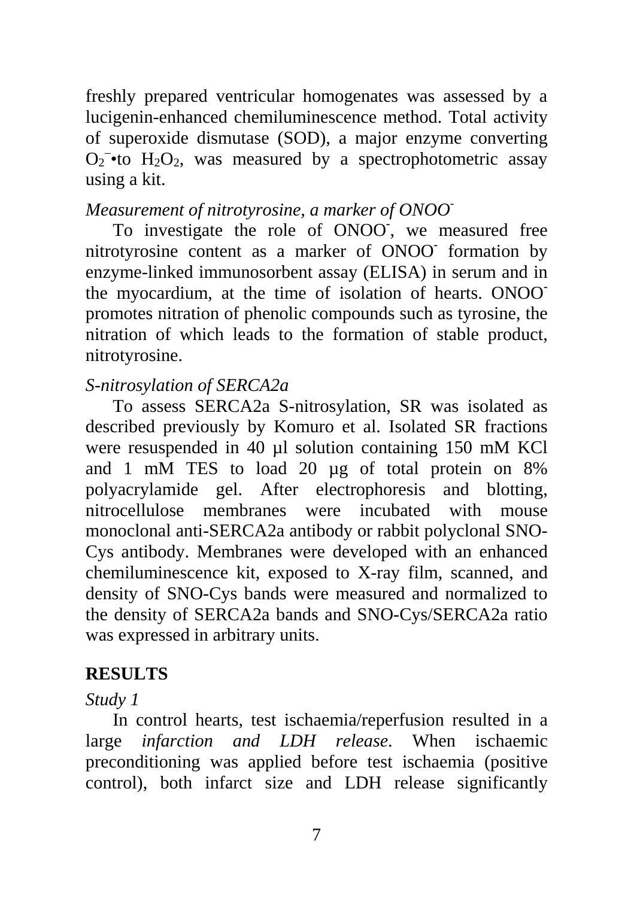freshly prepared ventricular homogenates was assessed by a lucigenin-enhanced chemiluminescence method. Total activity of superoxide dismutase (SOD), a major enzyme converting $O_2^{-}$•to $H_2O_2$, was measured by a spectrophotometric assay using a kit.

*Measurement of nitrotyrosine, a marker of $ONOO^-$*

To investigate the role of $ONOO^-$, we measured free nitrotyrosine content as a marker of $ONOO^-$ formation by enzyme-linked immunosorbent assay (ELISA) in serum and in the myocardium, at the time of isolation of hearts. $ONOO^-$ promotes nitration of phenolic compounds such as tyrosine, the nitration of which leads to the formation of stable product, nitrotyrosine.

*S-nitrosylation of SERCA2a*

To assess SERCA2a S-nitrosylation, SR was isolated as described previously by Komuro et al. Isolated SR fractions were resuspended in 40 µl solution containing 150 mM KCl and 1 mM TES to load 20 µg of total protein on 8% polyacrylamide gel. After electrophoresis and blotting, nitrocellulose membranes were incubated with mouse monoclonal anti-SERCA2a antibody or rabbit polyclonal SNO-Cys antibody. Membranes were developed with an enhanced chemiluminescence kit, exposed to X-ray film, scanned, and density of SNO-Cys bands were measured and normalized to the density of SERCA2a bands and SNO-Cys/SERCA2a ratio was expressed in arbitrary units.

## RESULTS

*Study 1*

In control hearts, test ischaemia/reperfusion resulted in a large *infarction and LDH release*. When ischaemic preconditioning was applied before test ischaemia (positive control), both infarct size and LDH release significantly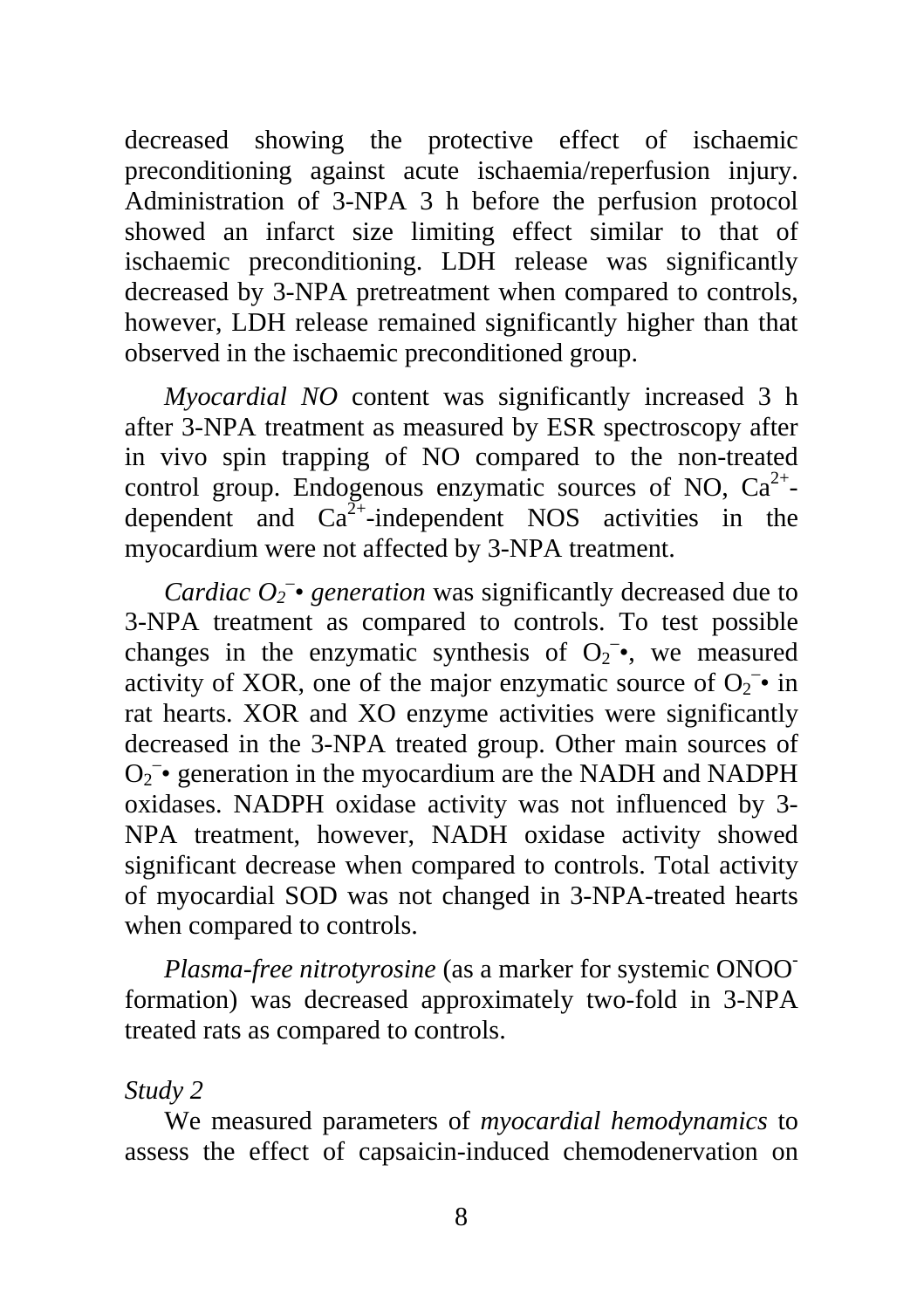decreased showing the protective effect of ischaemic preconditioning against acute ischaemia/reperfusion injury. Administration of 3-NPA 3 h before the perfusion protocol showed an infarct size limiting effect similar to that of ischaemic preconditioning. LDH release was significantly decreased by 3-NPA pretreatment when compared to controls, however, LDH release remained significantly higher than that observed in the ischaemic preconditioned group.

*Myocardial NO* content was significantly increased 3 h after 3-NPA treatment as measured by ESR spectroscopy after in vivo spin trapping of NO compared to the non-treated control group. Endogenous enzymatic sources of NO, $Ca^{2+}$-dependent and $Ca^{2+}$-independent NOS activities in the myocardium were not affected by 3-NPA treatment.

*Cardiac $O_2^{-}$• generation* was significantly decreased due to 3-NPA treatment as compared to controls. To test possible changes in the enzymatic synthesis of $O_2^{-}$•, we measured activity of XOR, one of the major enzymatic source of $O_2^{-}$• in rat hearts. XOR and XO enzyme activities were significantly decreased in the 3-NPA treated group. Other main sources of $O_2^{-}$• generation in the myocardium are the NADH and NADPH oxidases. NADPH oxidase activity was not influenced by 3-NPA treatment, however, NADH oxidase activity showed significant decrease when compared to controls. Total activity of myocardial SOD was not changed in 3-NPA-treated hearts when compared to controls.

*Plasma-free nitrotyrosine* (as a marker for systemic $ONOO^{-}$ formation) was decreased approximately two-fold in 3-NPA treated rats as compared to controls.

*Study 2*

We measured parameters of *myocardial hemodynamics* to assess the effect of capsaicin-induced chemodenervation on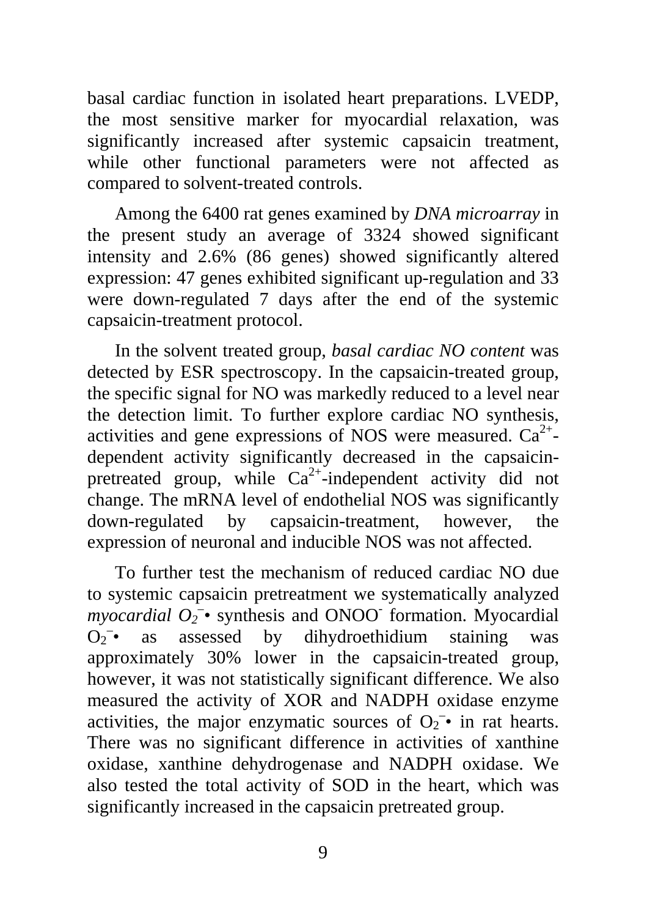basal cardiac function in isolated heart preparations. LVEDP, the most sensitive marker for myocardial relaxation, was significantly increased after systemic capsaicin treatment, while other functional parameters were not affected as compared to solvent-treated controls.

Among the 6400 rat genes examined by *DNA microarray* in the present study an average of 3324 showed significant intensity and 2.6% (86 genes) showed significantly altered expression: 47 genes exhibited significant up-regulation and 33 were down-regulated 7 days after the end of the systemic capsaicin-treatment protocol.

In the solvent treated group, *basal cardiac NO content* was detected by ESR spectroscopy. In the capsaicin-treated group, the specific signal for NO was markedly reduced to a level near the detection limit. To further explore cardiac NO synthesis, activities and gene expressions of NOS were measured. $Ca^{2+}$-dependent activity significantly decreased in the capsaicin-pretreated group, while $Ca^{2+}$-independent activity did not change. The mRNA level of endothelial NOS was significantly down-regulated by capsaicin-treatment, however, the expression of neuronal and inducible NOS was not affected.

To further test the mechanism of reduced cardiac NO due to systemic capsaicin pretreatment we systematically analyzed *myocardial* $O_2^{-}$• synthesis and $ONOO^{-}$ formation. Myocardial $O_2^{-}$• as assessed by dihydroethidium staining was approximately 30% lower in the capsaicin-treated group, however, it was not statistically significant difference. We also measured the activity of XOR and NADPH oxidase enzyme activities, the major enzymatic sources of $O_2^{-}$• in rat hearts. There was no significant difference in activities of xanthine oxidase, xanthine dehydrogenase and NADPH oxidase. We also tested the total activity of SOD in the heart, which was significantly increased in the capsaicin pretreated group.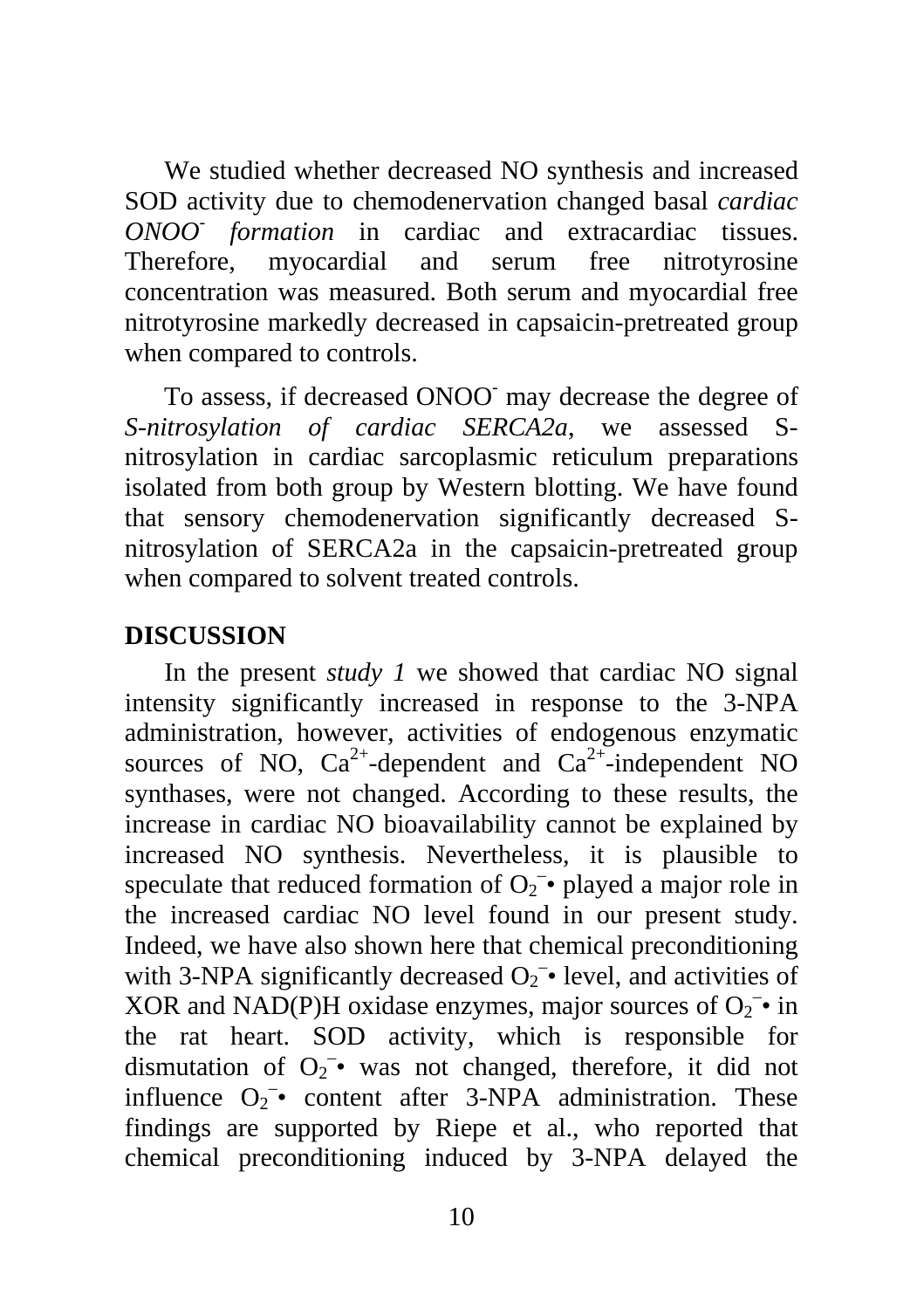We studied whether decreased NO synthesis and increased SOD activity due to chemodenervation changed basal *cardiac $ONOO^-$ formation* in cardiac and extracardiac tissues. Therefore, myocardial and serum free nitrotyrosine concentration was measured. Both serum and myocardial free nitrotyrosine markedly decreased in capsaicin-pretreated group when compared to controls.

To assess, if decreased $ONOO^-$ may decrease the degree of *S-nitrosylation of cardiac SERCA2a*, we assessed S-nitrosylation in cardiac sarcoplasmic reticulum preparations isolated from both group by Western blotting. We have found that sensory chemodenervation significantly decreased S-nitrosylation of SERCA2a in the capsaicin-pretreated group when compared to solvent treated controls.

## DISCUSSION

In the present *study 1* we showed that cardiac NO signal intensity significantly increased in response to the 3-NPA administration, however, activities of endogenous enzymatic sources of NO, $Ca^{2+}$-dependent and $Ca^{2+}$-independent NO synthases, were not changed. According to these results, the increase in cardiac NO bioavailability cannot be explained by increased NO synthesis. Nevertheless, it is plausible to speculate that reduced formation of $O_2^{-}\bullet$ played a major role in the increased cardiac NO level found in our present study. Indeed, we have also shown here that chemical preconditioning with 3-NPA significantly decreased $O_2^{-}\bullet$ level, and activities of XOR and NAD(P)H oxidase enzymes, major sources of $O_2^{-}\bullet$ in the rat heart. SOD activity, which is responsible for dismutation of $O_2^{-}\bullet$ was not changed, therefore, it did not influence $O_2^{-}\bullet$ content after 3-NPA administration. These findings are supported by Riepe et al., who reported that chemical preconditioning induced by 3-NPA delayed the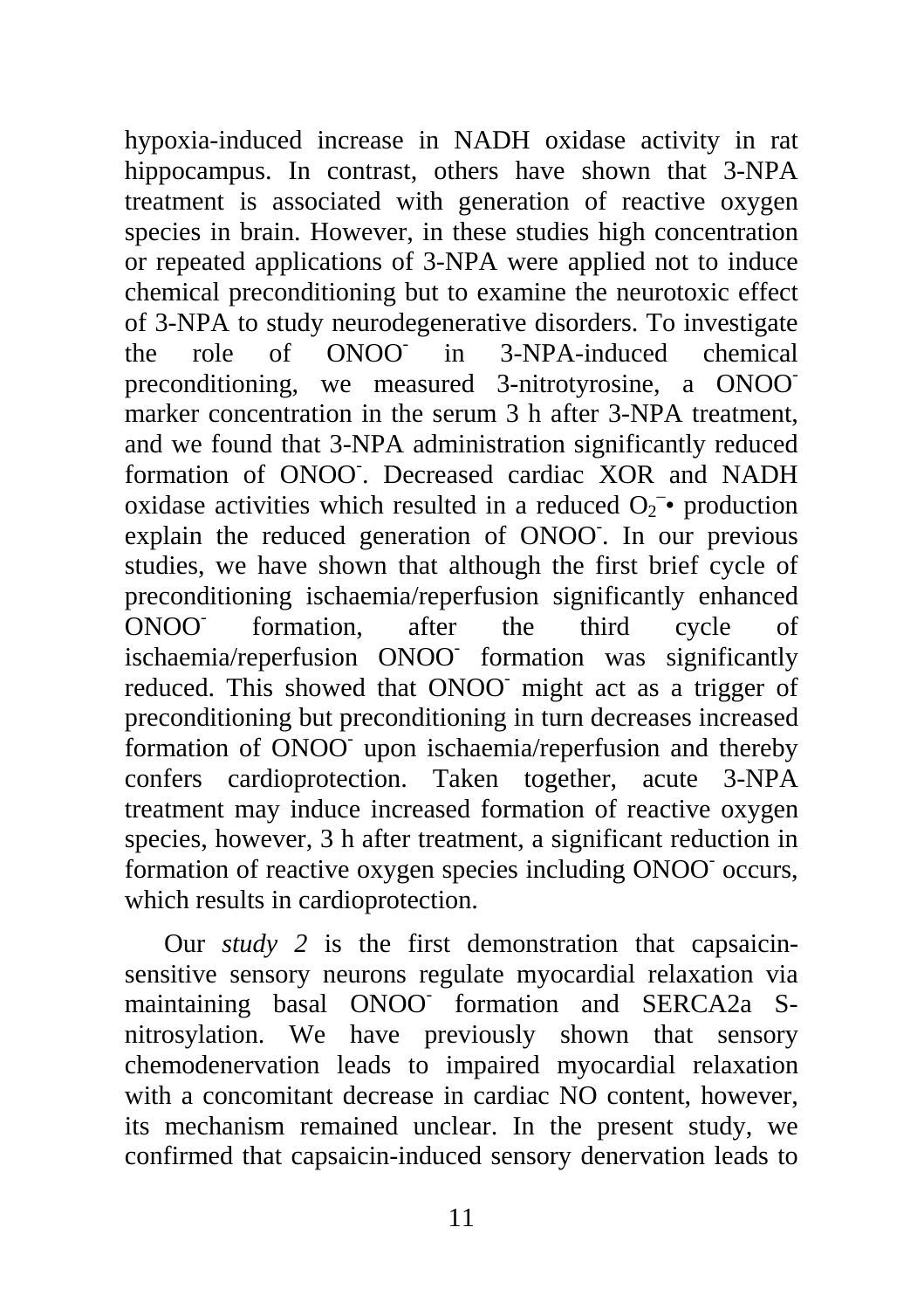hypoxia-induced increase in NADH oxidase activity in rat hippocampus. In contrast, others have shown that 3-NPA treatment is associated with generation of reactive oxygen species in brain. However, in these studies high concentration or repeated applications of 3-NPA were applied not to induce chemical preconditioning but to examine the neurotoxic effect of 3-NPA to study neurodegenerative disorders. To investigate the role of $ONOO^-$ in 3-NPA-induced chemical preconditioning, we measured 3-nitrotyrosine, a $ONOO^-$ marker concentration in the serum 3 h after 3-NPA treatment, and we found that 3-NPA administration significantly reduced formation of $ONOO^-$. Decreased cardiac XOR and NADH oxidase activities which resulted in a reduced $O_2^{-}\bullet$ production explain the reduced generation of $ONOO^-$. In our previous studies, we have shown that although the first brief cycle of preconditioning ischaemia/reperfusion significantly enhanced $ONOO^-$ formation, after the third cycle of ischaemia/reperfusion $ONOO^-$ formation was significantly reduced. This showed that $ONOO^-$ might act as a trigger of preconditioning but preconditioning in turn decreases increased formation of $ONOO^-$ upon ischaemia/reperfusion and thereby confers cardioprotection. Taken together, acute 3-NPA treatment may induce increased formation of reactive oxygen species, however, 3 h after treatment, a significant reduction in formation of reactive oxygen species including $ONOO^-$ occurs, which results in cardioprotection.

Our *study 2* is the first demonstration that capsaicin-sensitive sensory neurons regulate myocardial relaxation via maintaining basal $ONOO^-$ formation and SERCA2a S-nitrosylation. We have previously shown that sensory chemodenervation leads to impaired myocardial relaxation with a concomitant decrease in cardiac NO content, however, its mechanism remained unclear. In the present study, we confirmed that capsaicin-induced sensory denervation leads to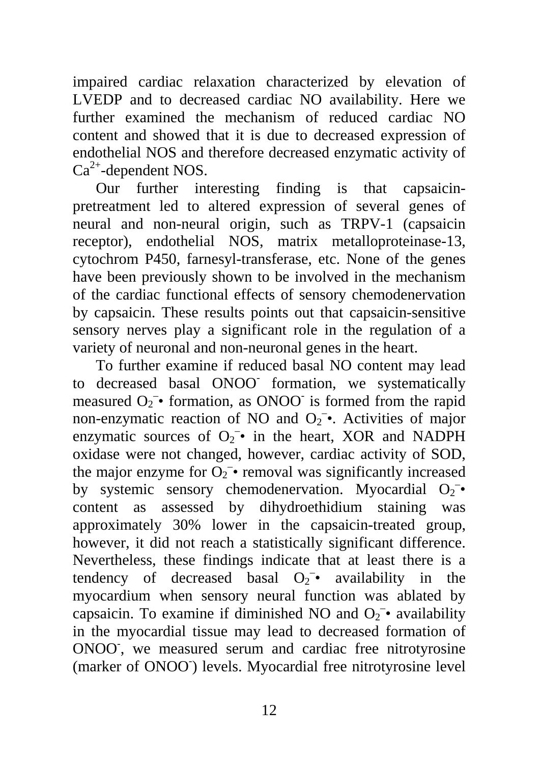impaired cardiac relaxation characterized by elevation of LVEDP and to decreased cardiac NO availability. Here we further examined the mechanism of reduced cardiac NO content and showed that it is due to decreased expression of endothelial NOS and therefore decreased enzymatic activity of $Ca^{2+}$-dependent NOS.

Our further interesting finding is that capsaicin-pretreatment led to altered expression of several genes of neural and non-neural origin, such as TRPV-1 (capsaicin receptor), endothelial NOS, matrix metalloproteinase-13, cytochrom P450, farnesyl-transferase, etc. None of the genes have been previously shown to be involved in the mechanism of the cardiac functional effects of sensory chemodenervation by capsaicin. These results points out that capsaicin-sensitive sensory nerves play a significant role in the regulation of a variety of neuronal and non-neuronal genes in the heart.

To further examine if reduced basal NO content may lead to decreased basal $ONOO^-$ formation, we systematically measured $O_2^{-}$• formation, as $ONOO^-$ is formed from the rapid non-enzymatic reaction of NO and $O_2^{-}$•. Activities of major enzymatic sources of $O_2^{-}$• in the heart, XOR and NADPH oxidase were not changed, however, cardiac activity of SOD, the major enzyme for $O_2^{-}$• removal was significantly increased by systemic sensory chemodenervation. Myocardial $O_2^{-}$• content as assessed by dihydroethidium staining was approximately 30% lower in the capsaicin-treated group, however, it did not reach a statistically significant difference. Nevertheless, these findings indicate that at least there is a tendency of decreased basal $O_2^{-}$• availability in the myocardium when sensory neural function was ablated by capsaicin. To examine if diminished NO and $O_2^{-}$• availability in the myocardial tissue may lead to decreased formation of $ONOO^-$, we measured serum and cardiac free nitrotyrosine (marker of $ONOO^-$) levels. Myocardial free nitrotyrosine level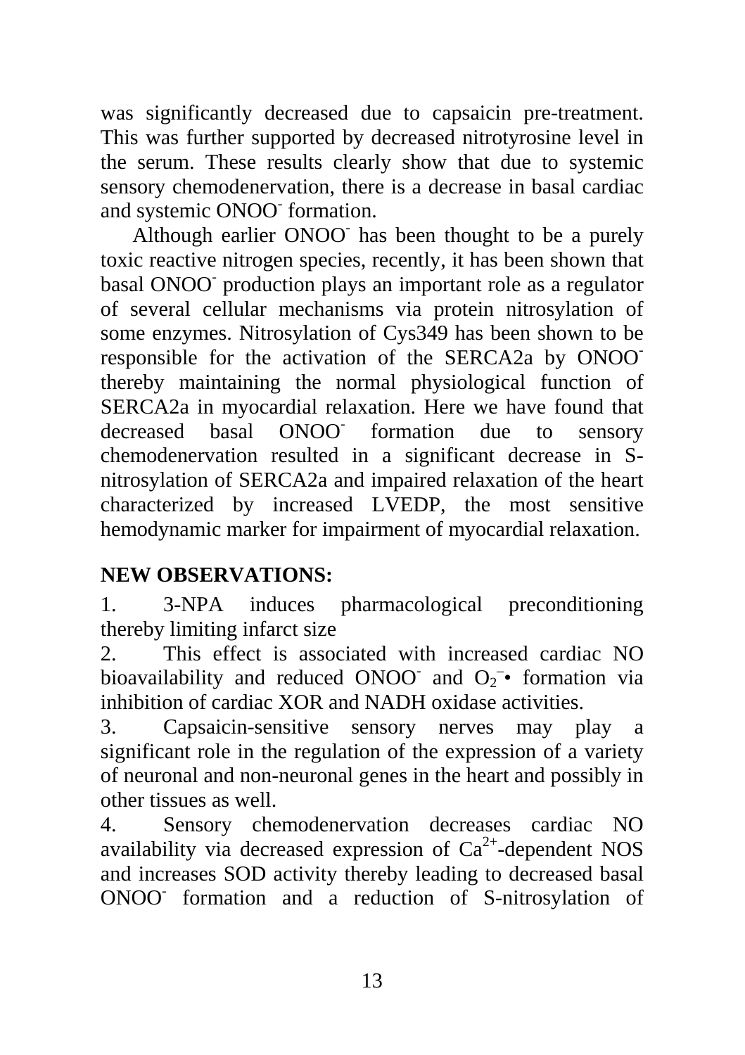was significantly decreased due to capsaicin pre-treatment. This was further supported by decreased nitrotyrosine level in the serum. These results clearly show that due to systemic sensory chemodenervation, there is a decrease in basal cardiac and systemic $ONOO^-$ formation.

Although earlier $ONOO^-$ has been thought to be a purely toxic reactive nitrogen species, recently, it has been shown that basal $ONOO^-$ production plays an important role as a regulator of several cellular mechanisms via protein nitrosylation of some enzymes. Nitrosylation of Cys349 has been shown to be responsible for the activation of the SERCA2a by $ONOO^-$ thereby maintaining the normal physiological function of SERCA2a in myocardial relaxation. Here we have found that decreased basal $ONOO^-$ formation due to sensory chemodenervation resulted in a significant decrease in S-nitrosylation of SERCA2a and impaired relaxation of the heart characterized by increased LVEDP, the most sensitive hemodynamic marker for impairment of myocardial relaxation.

## NEW OBSERVATIONS:

1. 3-NPA induces pharmacological preconditioning thereby limiting infarct size
2. This effect is associated with increased cardiac NO bioavailability and reduced $ONOO^-$ and $O_2^{-}\bullet$ formation via inhibition of cardiac XOR and NADH oxidase activities.
3. Capsaicin-sensitive sensory nerves may play a significant role in the regulation of the expression of a variety of neuronal and non-neuronal genes in the heart and possibly in other tissues as well.
4. Sensory chemodenervation decreases cardiac NO availability via decreased expression of $Ca^{2+}$-dependent NOS and increases SOD activity thereby leading to decreased basal $ONOO^-$ formation and a reduction of S-nitrosylation of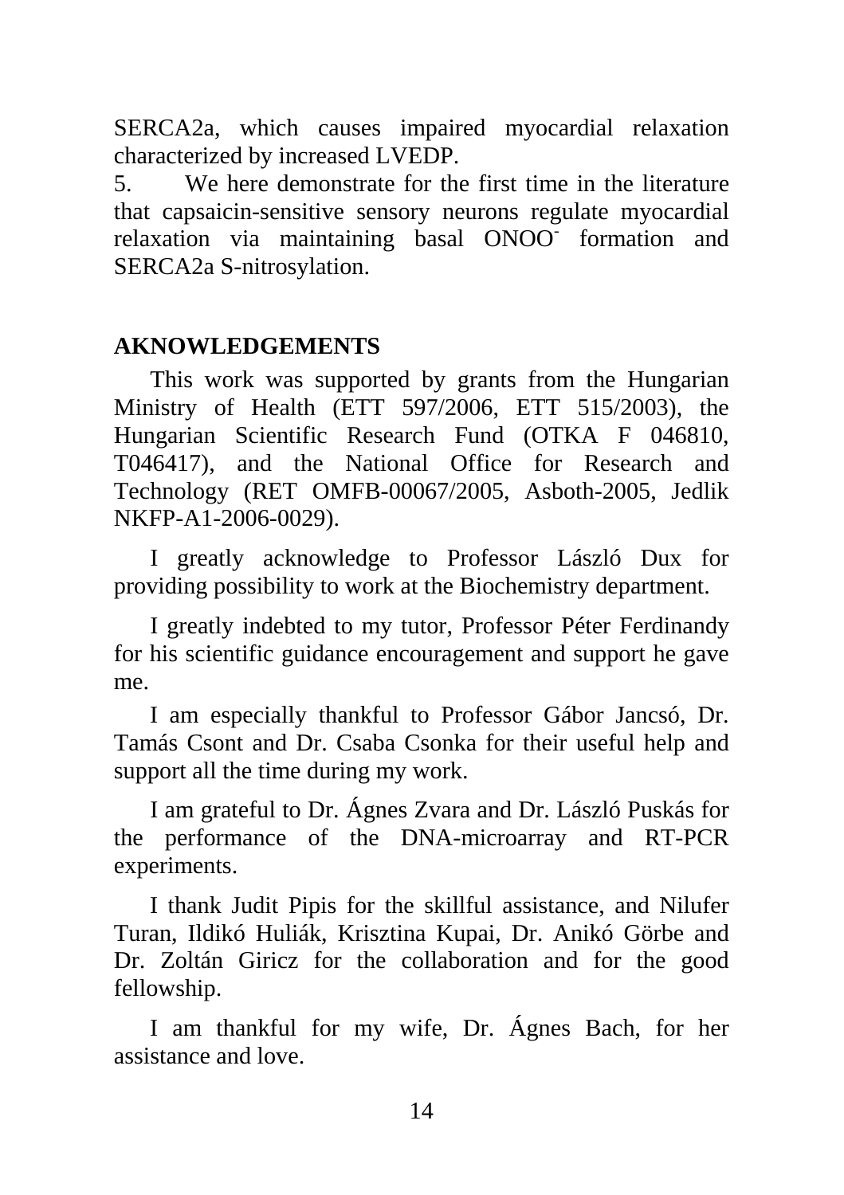SERCA2a, which causes impaired myocardial relaxation characterized by increased LVEDP.

5. We here demonstrate for the first time in the literature that capsaicin-sensitive sensory neurons regulate myocardial relaxation via maintaining basal $ONOO^-$ formation and SERCA2a S-nitrosylation.

## AKNOWLEDGEMENTS

This work was supported by grants from the Hungarian Ministry of Health (ETT 597/2006, ETT 515/2003), the Hungarian Scientific Research Fund (OTKA F 046810, T046417), and the National Office for Research and Technology (RET OMFB-00067/2005, Asboth-2005, Jedlik NKFP-A1-2006-0029).

I greatly acknowledge to Professor László Dux for providing possibility to work at the Biochemistry department.

I greatly indebted to my tutor, Professor Péter Ferdinandy for his scientific guidance encouragement and support he gave me.

I am especially thankful to Professor Gábor Jancsó, Dr. Tamás Csont and Dr. Csaba Csonka for their useful help and support all the time during my work.

I am grateful to Dr. Ágnes Zvara and Dr. László Puskás for the performance of the DNA-microarray and RT-PCR experiments.

I thank Judit Pipis for the skillful assistance, and Nilufer Turan, Ildikó Huliák, Krisztina Kupai, Dr. Anikó Görbe and Dr. Zoltán Giricz for the collaboration and for the good fellowship.

I am thankful for my wife, Dr. Ágnes Bach, for her assistance and love.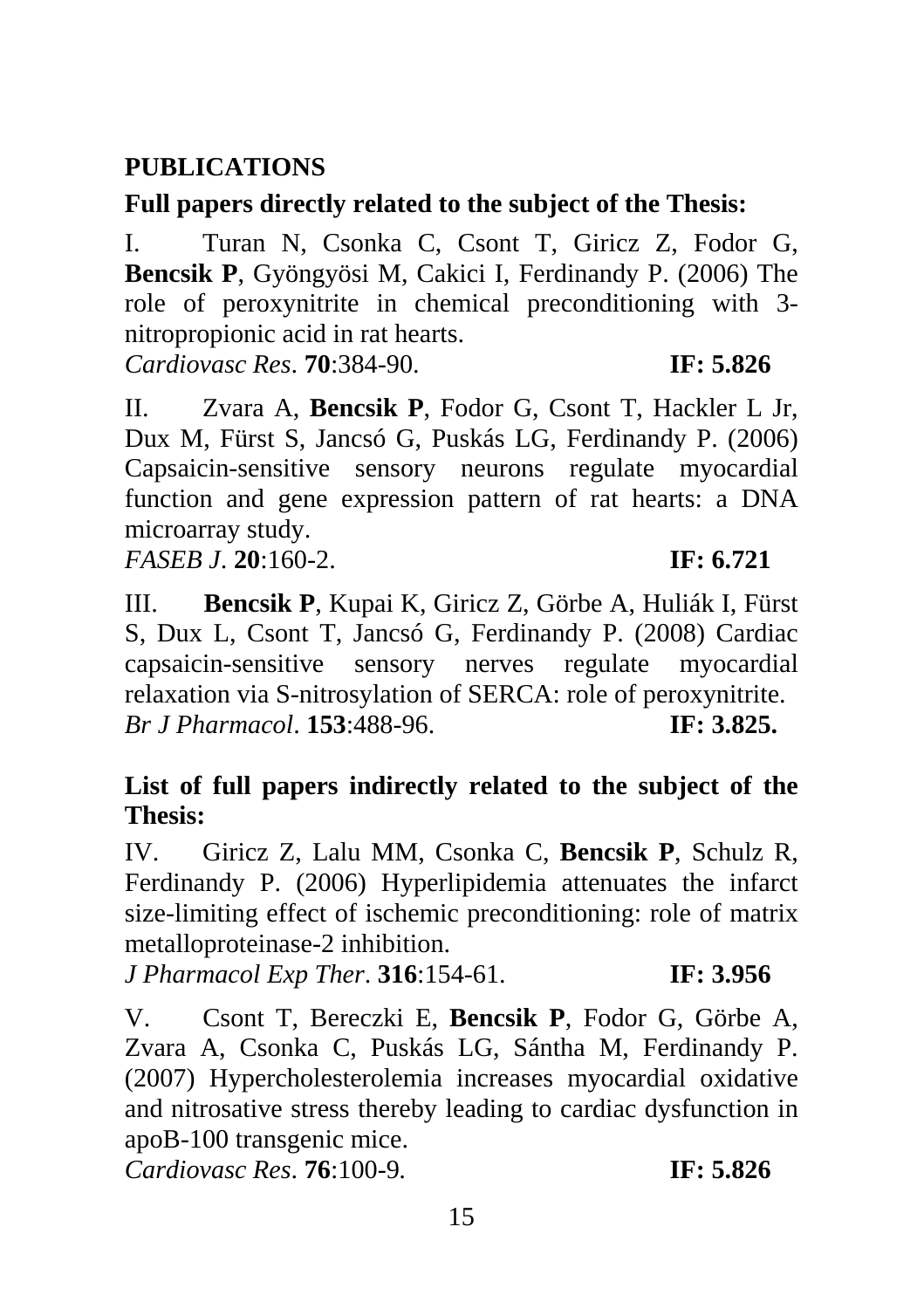## PUBLICATIONS

### Full papers directly related to the subject of the Thesis:

I. Turan N, Csonka C, Csont T, Giricz Z, Fodor G, **Bencsik P**, Gyöngyösi M, Cakici I, Ferdinandy P. (2006) The role of peroxynitrite in chemical preconditioning with 3-nitropropionic acid in rat hearts.
*Cardiovasc Res*. **70**:384-90. **IF: 5.826**

II. Zvara A, **Bencsik P**, Fodor G, Csont T, Hackler L Jr, Dux M, Fürst S, Jancsó G, Puskás LG, Ferdinandy P. (2006) Capsaicin-sensitive sensory neurons regulate myocardial function and gene expression pattern of rat hearts: a DNA microarray study.
*FASEB J*. **20**:160-2. **IF: 6.721**

III. **Bencsik P**, Kupai K, Giricz Z, Görbe A, Huliák I, Fürst S, Dux L, Csont T, Jancsó G, Ferdinandy P. (2008) Cardiac capsaicin-sensitive sensory nerves regulate myocardial relaxation via S-nitrosylation of SERCA: role of peroxynitrite.
*Br J Pharmacol*. **153**:488-96. **IF: 3.825.**

### List of full papers indirectly related to the subject of the Thesis:

IV. Giricz Z, Lalu MM, Csonka C, **Bencsik P**, Schulz R, Ferdinandy P. (2006) Hyperlipidemia attenuates the infarct size-limiting effect of ischemic preconditioning: role of matrix metalloproteinase-2 inhibition.
*J Pharmacol Exp Ther*. **316**:154-61. **IF: 3.956**

V. Csont T, Bereczki E, **Bencsik P**, Fodor G, Görbe A, Zvara A, Csonka C, Puskás LG, Sántha M, Ferdinandy P. (2007) Hypercholesterolemia increases myocardial oxidative and nitrosative stress thereby leading to cardiac dysfunction in apoB-100 transgenic mice.
*Cardiovasc Res*. **76**:100-9. **IF: 5.826**